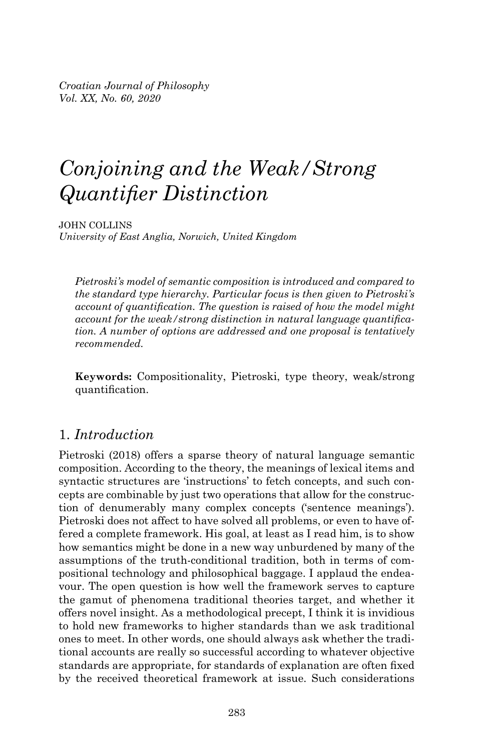*Croatian Journal of Philosophy*
*Vol. XX, No. 60, 2020*

# *Conjoining and the Weak/Strong Quantifier Distinction*

JOHN COLLINS
*University of East Anglia, Norwich, United Kingdom*

*Pietroski's model of semantic composition is introduced and compared to the standard type hierarchy. Particular focus is then given to Pietroski's account of quantification. The question is raised of how the model might account for the weak/strong distinction in natural language quantification. A number of options are addressed and one proposal is tentatively recommended.*

**Keywords:** Compositionality, Pietroski, type theory, weak/strong quantification.

## 1. *Introduction*

Pietroski (2018) offers a sparse theory of natural language semantic composition. According to the theory, the meanings of lexical items and syntactic structures are 'instructions' to fetch concepts, and such concepts are combinable by just two operations that allow for the construction of denumerably many complex concepts ('sentence meanings'). Pietroski does not affect to have solved all problems, or even to have offered a complete framework. His goal, at least as I read him, is to show how semantics might be done in a new way unburdened by many of the assumptions of the truth-conditional tradition, both in terms of compositional technology and philosophical baggage. I applaud the endeavour. The open question is how well the framework serves to capture the gamut of phenomena traditional theories target, and whether it offers novel insight. As a methodological precept, I think it is invidious to hold new frameworks to higher standards than we ask traditional ones to meet. In other words, one should always ask whether the traditional accounts are really so successful according to whatever objective standards are appropriate, for standards of explanation are often fixed by the received theoretical framework at issue. Such considerations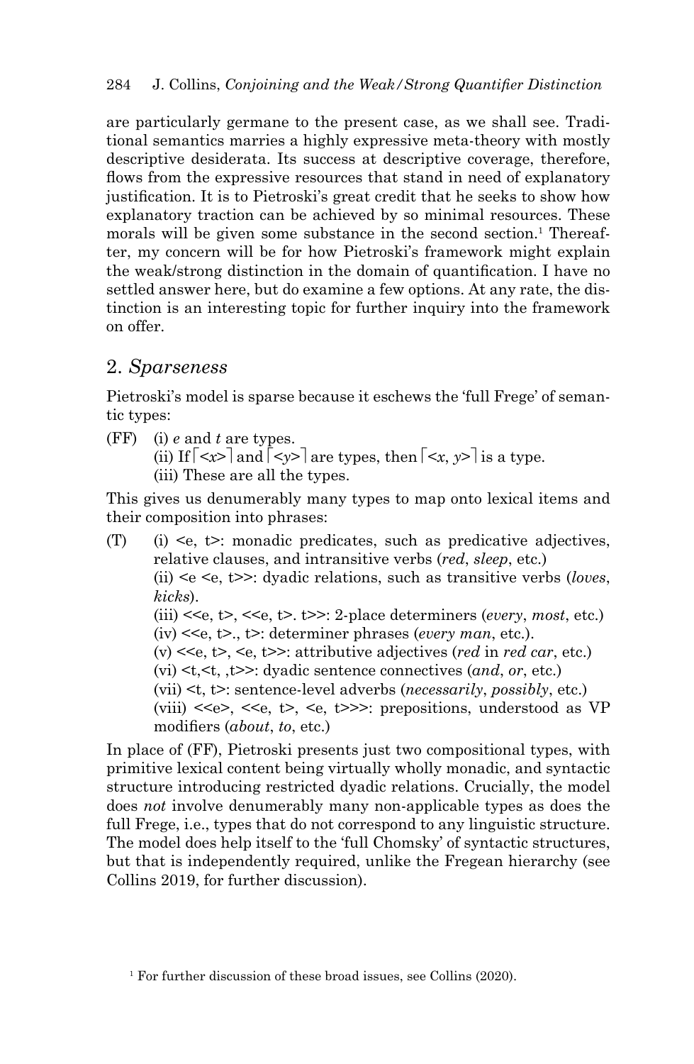are particularly germane to the present case, as we shall see. Traditional semantics marries a highly expressive meta-theory with mostly descriptive desiderata. Its success at descriptive coverage, therefore, flows from the expressive resources that stand in need of explanatory justification. It is to Pietroski's great credit that he seeks to show how explanatory traction can be achieved by so minimal resources. These morals will be given some substance in the second section.[1] Thereafter, my concern will be for how Pietroski's framework might explain the weak/strong distinction in the domain of quantification. I have no settled answer here, but do examine a few options. At any rate, the distinction is an interesting topic for further inquiry into the framework on offer.

## 2. *Sparseness*

Pietroski's model is sparse because it eschews the 'full Frege' of semantic types:

(FF) (i) *e* and *t* are types.
(ii) If ⌈<*x*>⌉ and ⌈<*y*>⌉ are types, then ⌈<*x*, *y*>⌉ is a type.
(iii) These are all the types.

This gives us denumerably many types to map onto lexical items and their composition into phrases:

(T) (i) <e, t>: monadic predicates, such as predicative adjectives, relative clauses, and intransitive verbs (*red*, *sleep*, etc.)
(ii) <e <e, t>>: dyadic relations, such as transitive verbs (*loves*, *kicks*).
(iii) <<e, t>, <<e, t>. t>>: 2-place determiners (*every*, *most*, etc.)
(iv) <<e, t>., t>: determiner phrases (*every man*, etc.).
(v) <<e, t>, <e, t>>: attributive adjectives (*red* in *red car*, etc.)
(vi) <t,<t, ,t>>: dyadic sentence connectives (*and*, *or*, etc.)
(vii) <t, t>: sentence-level adverbs (*necessarily*, *possibly*, etc.)
(viii) <<e>, <<e, t>, <e, t>>>: prepositions, understood as VP modifiers (*about*, *to*, etc.)

In place of (FF), Pietroski presents just two compositional types, with primitive lexical content being virtually wholly monadic, and syntactic structure introducing restricted dyadic relations. Crucially, the model does *not* involve denumerably many non-applicable types as does the full Frege, i.e., types that do not correspond to any linguistic structure. The model does help itself to the 'full Chomsky' of syntactic structures, but that is independently required, unlike the Fregean hierarchy (see Collins 2019, for further discussion).

[1] For further discussion of these broad issues, see Collins (2020).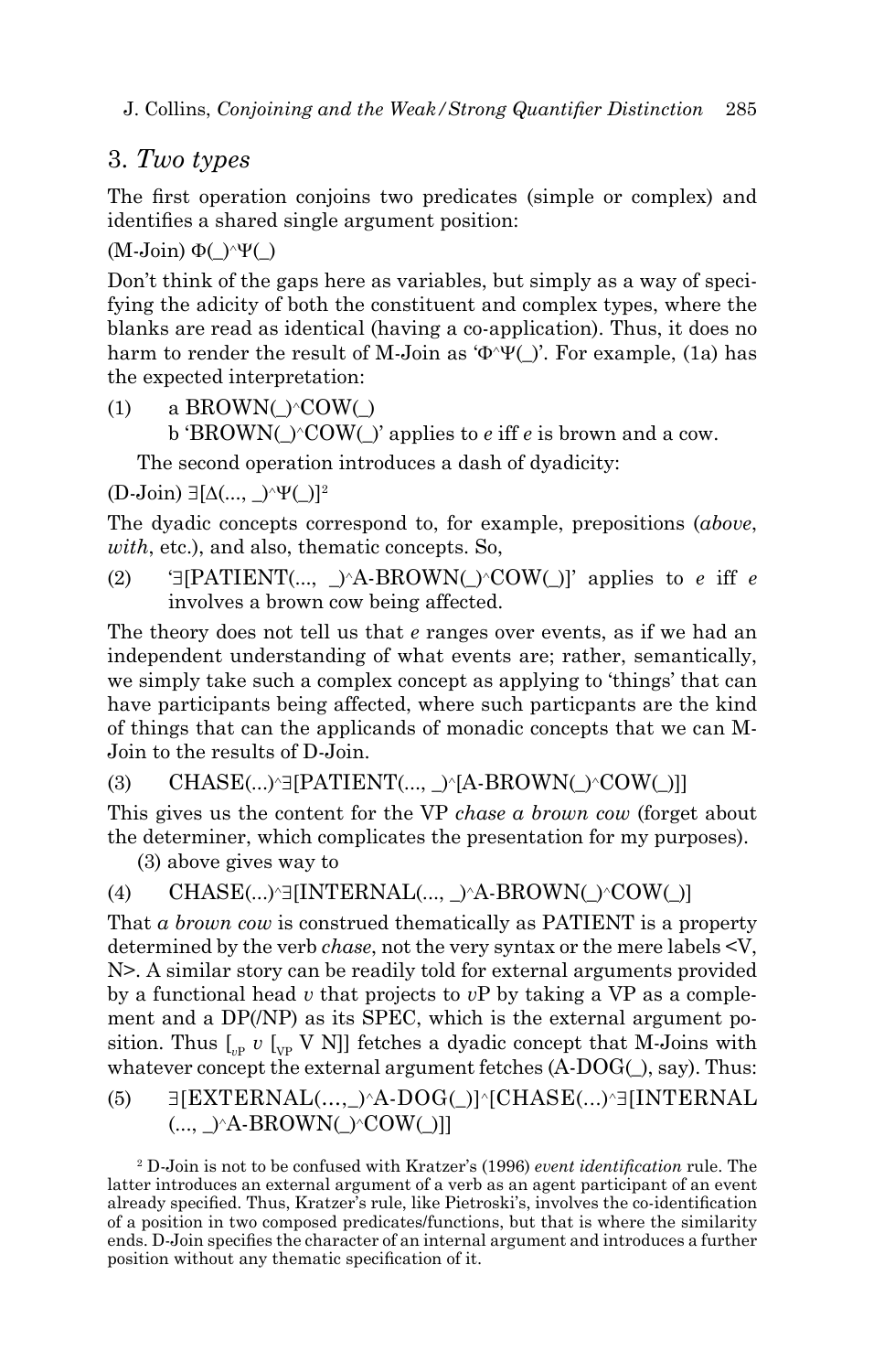## 3. *Two types*

The first operation conjoins two predicates (simple or complex) and identifies a shared single argument position:

(M-Join) Φ(_)^Ψ(_)

Don't think of the gaps here as variables, but simply as a way of specifying the adicity of both the constituent and complex types, where the blanks are read as identical (having a co-application). Thus, it does no harm to render the result of M-Join as 'Φ^Ψ(_)'. For example, (1a) has the expected interpretation:

(1) a BROWN(_)^COW(_)
 b 'BROWN(_)^COW(_)' applies to *e* iff *e* is brown and a cow.

The second operation introduces a dash of dyadicity:

(D-Join) ∃[Δ(..., _)^Ψ(_)][2]

The dyadic concepts correspond to, for example, prepositions (*above*, *with*, etc.), and also, thematic concepts. So,

(2) '∃[PATIENT(..., _)^A-BROWN(_)^COW(_)]' applies to *e* iff *e* involves a brown cow being affected.

The theory does not tell us that *e* ranges over events, as if we had an independent understanding of what events are; rather, semantically, we simply take such a complex concept as applying to 'things' that can have participants being affected, where such particpants are the kind of things that can the applicands of monadic concepts that we can M-Join to the results of D-Join.

(3) CHASE(...)^∃[PATIENT(..., _)^[A-BROWN(_)^COW(_)]]

This gives us the content for the VP *chase a brown cow* (forget about the determiner, which complicates the presentation for my purposes).

(3) above gives way to

(4) CHASE(...)^∃[INTERNAL(..., _)^A-BROWN(_)^COW(_)]

That *a brown cow* is construed thematically as PATIENT is a property determined by the verb *chase*, not the very syntax or the mere labels <V, N>. A similar story can be readily told for external arguments provided by a functional head *v* that projects to *v*P by taking a VP as a complement and a DP(/NP) as its SPEC, which is the external argument position. Thus $[_{vP}\ v\ [_{VP}$ V N]] fetches a dyadic concept that M-Joins with whatever concept the external argument fetches (A-DOG(_), say). Thus:

(5) ∃[EXTERNAL(…,_)^A-DOG(_)]^[CHASE(...)^∃[INTERNAL (..., _)^A-BROWN(_)^COW(_)]]

[2] D-Join is not to be confused with Kratzer's (1996) *event identification* rule. The latter introduces an external argument of a verb as an agent participant of an event already specified. Thus, Kratzer's rule, like Pietroski's, involves the co-identification of a position in two composed predicates/functions, but that is where the similarity ends. D-Join specifies the character of an internal argument and introduces a further position without any thematic specification of it.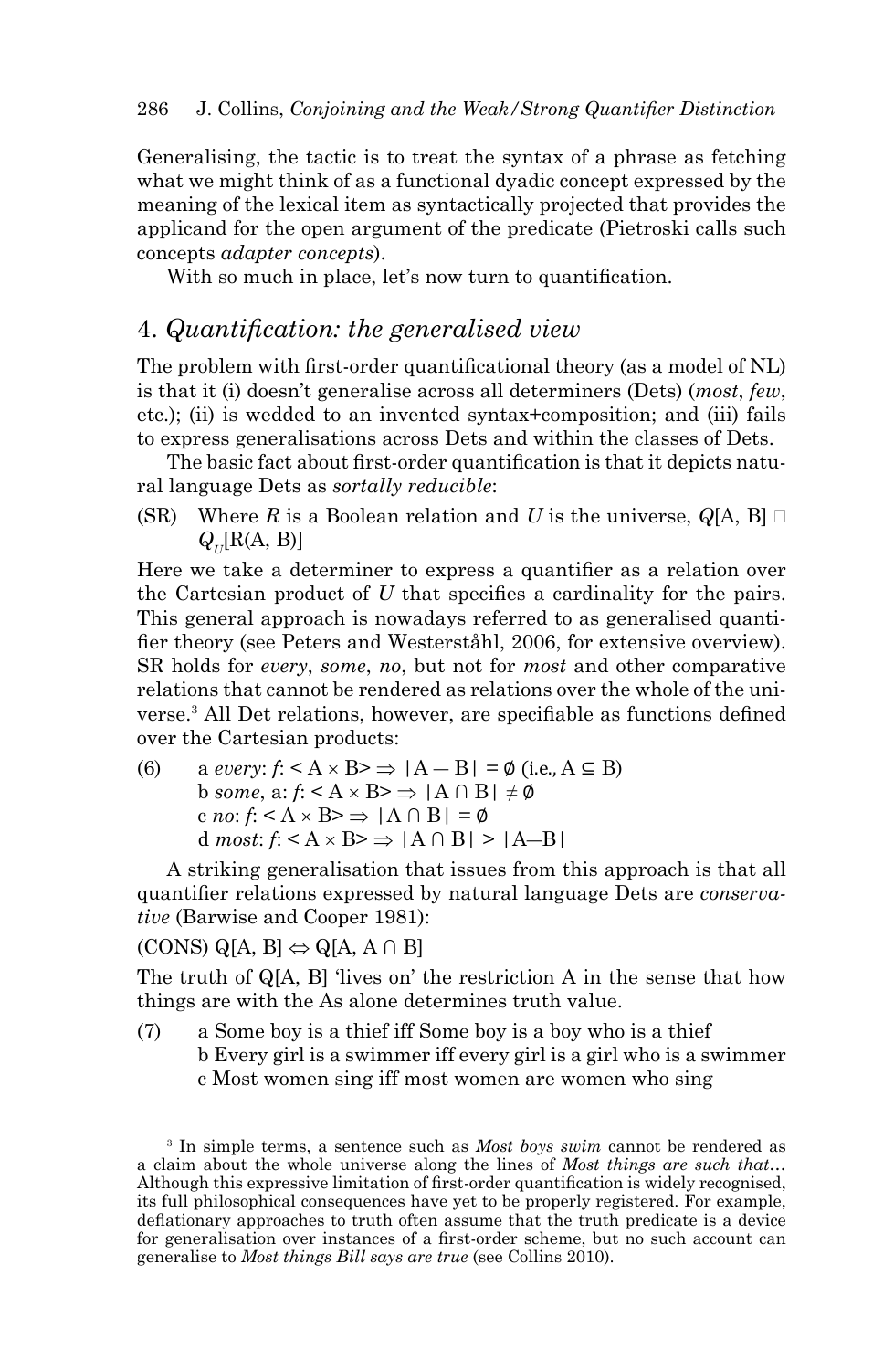Generalising, the tactic is to treat the syntax of a phrase as fetching what we might think of as a functional dyadic concept expressed by the meaning of the lexical item as syntactically projected that provides the applicand for the open argument of the predicate (Pietroski calls such concepts *adapter concepts*).

With so much in place, let's now turn to quantification.

## 4. *Quantification: the generalised view*

The problem with first-order quantificational theory (as a model of NL) is that it (i) doesn't generalise across all determiners (Dets) (*most*, *few*, etc.); (ii) is wedded to an invented syntax+composition; and (iii) fails to express generalisations across Dets and within the classes of Dets.

The basic fact about first-order quantification is that it depicts natural language Dets as *sortally reducible*:

(SR) Where $R$ is a Boolean relation and $U$ is the universe, $Q[\mathrm{A}, \mathrm{B}]$ □ $Q_U[\mathrm{R}(\mathrm{A}, \mathrm{B})]$

Here we take a determiner to express a quantifier as a relation over the Cartesian product of $U$ that specifies a cardinality for the pairs. This general approach is nowadays referred to as generalised quantifier theory (see Peters and Westerståhl, 2006, for extensive overview). SR holds for *every*, *some*, *no*, but not for *most* and other comparative relations that cannot be rendered as relations over the whole of the universe.[3] All Det relations, however, are specifiable as functions defined over the Cartesian products:

(6) a *every*: $f$: $<\mathrm{A} \times \mathrm{B}> \Rightarrow |\mathrm{A} - \mathrm{B}| = \emptyset$ (i.e., $\mathrm{A} \subseteq \mathrm{B}$)
b *some*, a: $f$: $<\mathrm{A} \times \mathrm{B}> \Rightarrow |\mathrm{A} \cap \mathrm{B}| \neq \emptyset$
c *no*: $f$: $<\mathrm{A} \times \mathrm{B}> \Rightarrow |\mathrm{A} \cap \mathrm{B}| = \emptyset$
d *most*: $f$: $<\mathrm{A} \times \mathrm{B}> \Rightarrow |\mathrm{A} \cap \mathrm{B}| > |\mathrm{A}-\mathrm{B}|$

A striking generalisation that issues from this approach is that all quantifier relations expressed by natural language Dets are *conservative* (Barwise and Cooper 1981):

(CONS) $\mathrm{Q}[\mathrm{A}, \mathrm{B}] \Leftrightarrow \mathrm{Q}[\mathrm{A}, \mathrm{A} \cap \mathrm{B}]$

The truth of Q[A, B] 'lives on' the restriction A in the sense that how things are with the As alone determines truth value.

(7) a Some boy is a thief iff Some boy is a boy who is a thief
b Every girl is a swimmer iff every girl is a girl who is a swimmer
c Most women sing iff most women are women who sing

[3] In simple terms, a sentence such as *Most boys swim* cannot be rendered as a claim about the whole universe along the lines of *Most things are such that*... Although this expressive limitation of first-order quantification is widely recognised, its full philosophical consequences have yet to be properly registered. For example, deflationary approaches to truth often assume that the truth predicate is a device for generalisation over instances of a first-order scheme, but no such account can generalise to *Most things Bill says are true* (see Collins 2010).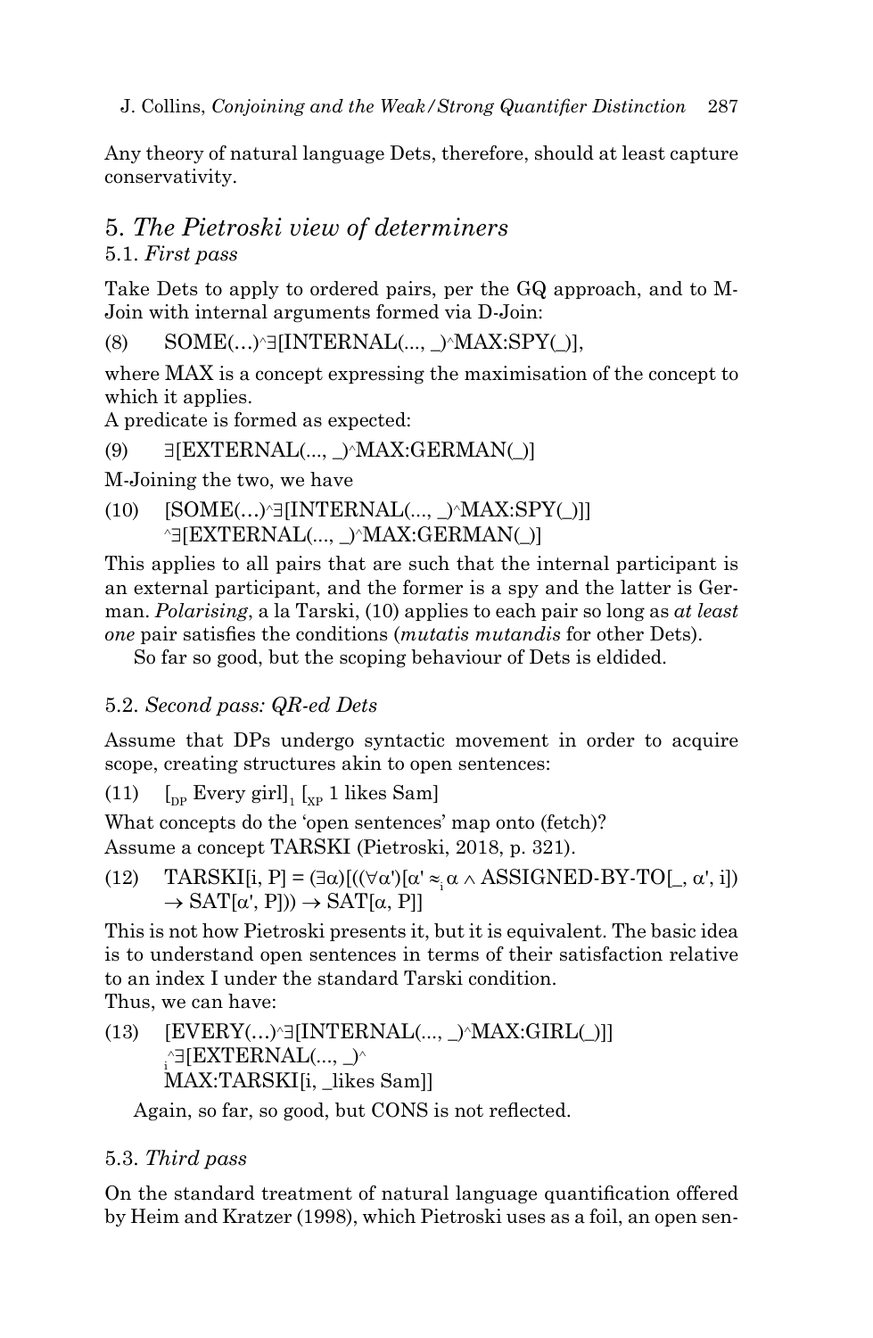Any theory of natural language Dets, therefore, should at least capture conservativity.

## 5. *The Pietroski view of determiners*

### 5.1. *First pass*

Take Dets to apply to ordered pairs, per the GQ approach, and to M-Join with internal arguments formed via D-Join:

(8) SOME(...)^∃[INTERNAL(..., _)^MAX:SPY(_)],

where MAX is a concept expressing the maximisation of the concept to which it applies.

A predicate is formed as expected:

(9) ∃[EXTERNAL(..., _)^MAX:GERMAN(_)]

M-Joining the two, we have

(10) [SOME(...)^∃[INTERNAL(..., _)^MAX:SPY(_)]]
^∃[EXTERNAL(..., _)^MAX:GERMAN(_)]

This applies to all pairs that are such that the internal participant is an external participant, and the former is a spy and the latter is German. *Polarising*, a la Tarski, (10) applies to each pair so long as *at least one* pair satisfies the conditions (*mutatis mutandis* for other Dets).

So far so good, but the scoping behaviour of Dets is eldided.

### 5.2. *Second pass: QR-ed Dets*

Assume that DPs undergo syntactic movement in order to acquire scope, creating structures akin to open sentences:

(11) $[_{DP}$ Every girl$]_1$ $[_{XP}$ 1 likes Sam$]$

What concepts do the 'open sentences' map onto (fetch)?

Assume a concept TARSKI (Pietroski, 2018, p. 321).

(12) TARSKI[i, P] = $(\exists\alpha)[((\forall\alpha')[\alpha' \approx_i \alpha \wedge$ ASSIGNED-BY-TO[_, $\alpha'$, i]) $\rightarrow$ SAT[$\alpha'$, P])) $\rightarrow$ SAT[$\alpha$, P]]

This is not how Pietroski presents it, but it is equivalent. The basic idea is to understand open sentences in terms of their satisfaction relative to an index I under the standard Tarski condition.

Thus, we can have:

(13) [EVERY(...)^∃[INTERNAL(..., _)^MAX:GIRL(_)]]
$_i$^∃[EXTERNAL(..., _)^
MAX:TARSKI[i, _likes Sam]]

Again, so far, so good, but CONS is not reflected.

### 5.3. *Third pass*

On the standard treatment of natural language quantification offered by Heim and Kratzer (1998), which Pietroski uses as a foil, an open sen-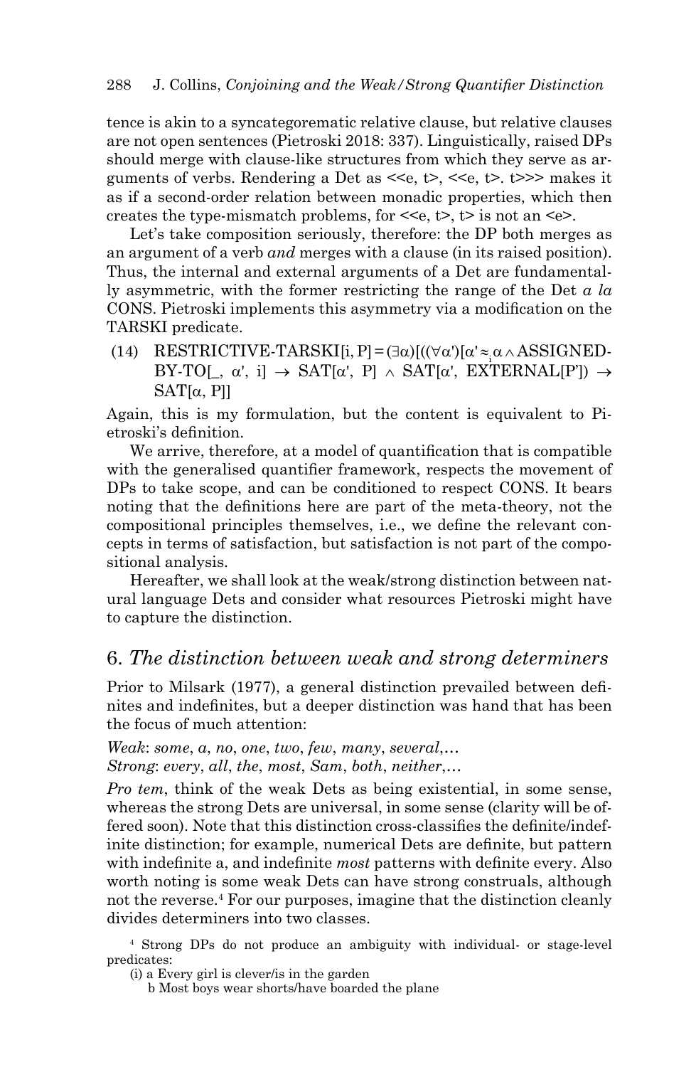tence is akin to a syncategorematic relative clause, but relative clauses are not open sentences (Pietroski 2018: 337). Linguistically, raised DPs should merge with clause-like structures from which they serve as arguments of verbs. Rendering a Det as <<e, t>, <<e, t>. t>>> makes it as if a second-order relation between monadic properties, which then creates the type-mismatch problems, for <<e, t>, t> is not an <e>.

Let's take composition seriously, therefore: the DP both merges as an argument of a verb *and* merges with a clause (in its raised position). Thus, the internal and external arguments of a Det are fundamentally asymmetric, with the former restricting the range of the Det *a la* CONS. Pietroski implements this asymmetry via a modification on the TARSKI predicate.

(14) RESTRICTIVE-TARSKI[i, P] = $(\exists\alpha)[((\forall\alpha')[\alpha' \approx_i \alpha \wedge$ ASSIGNED-BY-TO[_, $\alpha'$, i] $\rightarrow$ SAT[$\alpha'$, P] $\wedge$ SAT[$\alpha'$, EXTERNAL[P']) $\rightarrow$ SAT[$\alpha$, P]]

Again, this is my formulation, but the content is equivalent to Pietroski's definition.

We arrive, therefore, at a model of quantification that is compatible with the generalised quantifier framework, respects the movement of DPs to take scope, and can be conditioned to respect CONS. It bears noting that the definitions here are part of the meta-theory, not the compositional principles themselves, i.e., we define the relevant concepts in terms of satisfaction, but satisfaction is not part of the compositional analysis.

Hereafter, we shall look at the weak/strong distinction between natural language Dets and consider what resources Pietroski might have to capture the distinction.

## 6. *The distinction between weak and strong determiners*

Prior to Milsark (1977), a general distinction prevailed between definites and indefinites, but a deeper distinction was hand that has been the focus of much attention:

*Weak*: *some*, *a*, *no*, *one*, *two*, *few*, *many*, *several*,…
*Strong*: *every*, *all*, *the*, *most*, *Sam*, *both*, *neither*,…

*Pro tem*, think of the weak Dets as being existential, in some sense, whereas the strong Dets are universal, in some sense (clarity will be offered soon). Note that this distinction cross-classifies the definite/indefinite distinction; for example, numerical Dets are definite, but pattern with indefinite a, and indefinite *most* patterns with definite every. Also worth noting is some weak Dets can have strong construals, although not the reverse.[4] For our purposes, imagine that the distinction cleanly divides determiners into two classes.

[4] Strong DPs do not produce an ambiguity with individual- or stage-level predicates:

(i) a Every girl is clever/is in the garden
b Most boys wear shorts/have boarded the plane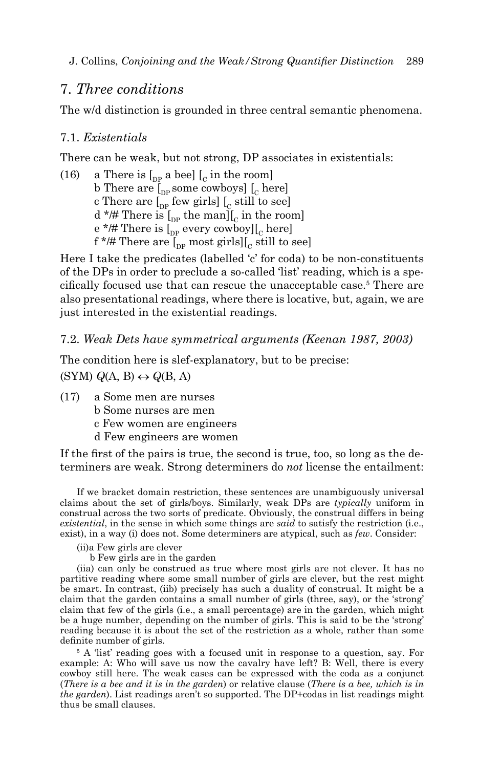## 7. *Three conditions*

The w/d distinction is grounded in three central semantic phenomena.

### 7.1. *Existentials*

There can be weak, but not strong, DP associates in existentials:

(16) a There is [$_{DP}$ a bee] [$_{C}$ in the room]
b There are [$_{DP}$ some cowboys] [$_{C}$ here]
c There are [$_{DP}$ few girls] [$_{C}$ still to see]
d */# There is [$_{DP}$ the man][$_{C}$ in the room]
e */# There is [$_{DP}$ every cowboy][$_{C}$ here]
f */# There are [$_{DP}$ most girls][$_{C}$ still to see]

Here I take the predicates (labelled 'c' for coda) to be non-constituents of the DPs in order to preclude a so-called 'list' reading, which is a specifically focused use that can rescue the unacceptable case.[5] There are also presentational readings, where there is locative, but, again, we are just interested in the existential readings.

### 7.2. *Weak Dets have symmetrical arguments (Keenan 1987, 2003)*

The condition here is slef-explanatory, but to be precise:

(SYM) $Q(\text{A, B}) \leftrightarrow Q(\text{B, A})$

(17) a Some men are nurses
b Some nurses are men
c Few women are engineers
d Few engineers are women

If the first of the pairs is true, the second is true, too, so long as the determiners are weak. Strong determiners do *not* license the entailment:

If we bracket domain restriction, these sentences are unambiguously universal claims about the set of girls/boys. Similarly, weak DPs are *typically* uniform in construal across the two sorts of predicate. Obviously, the construal differs in being *existential*, in the sense in which some things are *said* to satisfy the restriction (i.e., exist), in a way (i) does not. Some determiners are atypical, such as *few*. Consider:

(ii)a Few girls are clever
b Few girls are in the garden

(iia) can only be construed as true where most girls are not clever. It has no partitive reading where some small number of girls are clever, but the rest might be smart. In contrast, (iib) precisely has such a duality of construal. It might be a claim that the garden contains a small number of girls (three, say), or the 'strong' claim that few of the girls (i.e., a small percentage) are in the garden, which might be a huge number, depending on the number of girls. This is said to be the 'strong' reading because it is about the set of the restriction as a whole, rather than some definite number of girls.

[5] A 'list' reading goes with a focused unit in response to a question, say. For example: A: Who will save us now the cavalry have left? B: Well, there is every cowboy still here. The weak cases can be expressed with the coda as a conjunct (*There is a bee and it is in the garden*) or relative clause (*There is a bee, which is in the garden*). List readings aren't so supported. The DP+codas in list readings might thus be small clauses.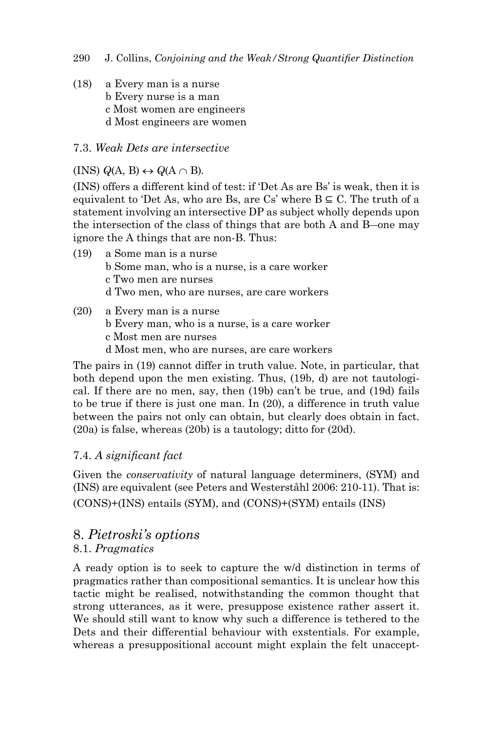(18) a Every man is a nurse
b Every nurse is a man
c Most women are engineers
d Most engineers are women

### 7.3. *Weak Dets are intersective*

(INS) $Q(\mathrm{A}, \mathrm{B}) \leftrightarrow Q(\mathrm{A} \cap \mathrm{B})$.

(INS) offers a different kind of test: if 'Det As are Bs' is weak, then it is equivalent to 'Det As, who are Bs, are Cs' where $\mathrm{B} \subseteq \mathrm{C}$. The truth of a statement involving an intersective DP as subject wholly depends upon the intersection of the class of things that are both A and B—one may ignore the A things that are non-B. Thus:

(19) a Some man is a nurse
b Some man, who is a nurse, is a care worker
c Two men are nurses
d Two men, who are nurses, are care workers

(20) a Every man is a nurse
b Every man, who is a nurse, is a care worker
c Most men are nurses
d Most men, who are nurses, are care workers

The pairs in (19) cannot differ in truth value. Note, in particular, that both depend upon the men existing. Thus, (19b, d) are not tautological. If there are no men, say, then (19b) can't be true, and (19d) fails to be true if there is just one man. In (20), a difference in truth value between the pairs not only can obtain, but clearly does obtain in fact. (20a) is false, whereas (20b) is a tautology; ditto for (20d).

### 7.4. *A significant fact*

Given the *conservativity* of natural language determiners, (SYM) and (INS) are equivalent (see Peters and Westerståhl 2006: 210-11). That is: (CONS)+(INS) entails (SYM), and (CONS)+(SYM) entails (INS)

## 8. *Pietroski's options*

### 8.1. *Pragmatics*

A ready option is to seek to capture the w/d distinction in terms of pragmatics rather than compositional semantics. It is unclear how this tactic might be realised, notwithstanding the common thought that strong utterances, as it were, presuppose existence rather assert it. We should still want to know why such a difference is tethered to the Dets and their differential behaviour with exstentials. For example, whereas a presuppositional account might explain the felt unaccept-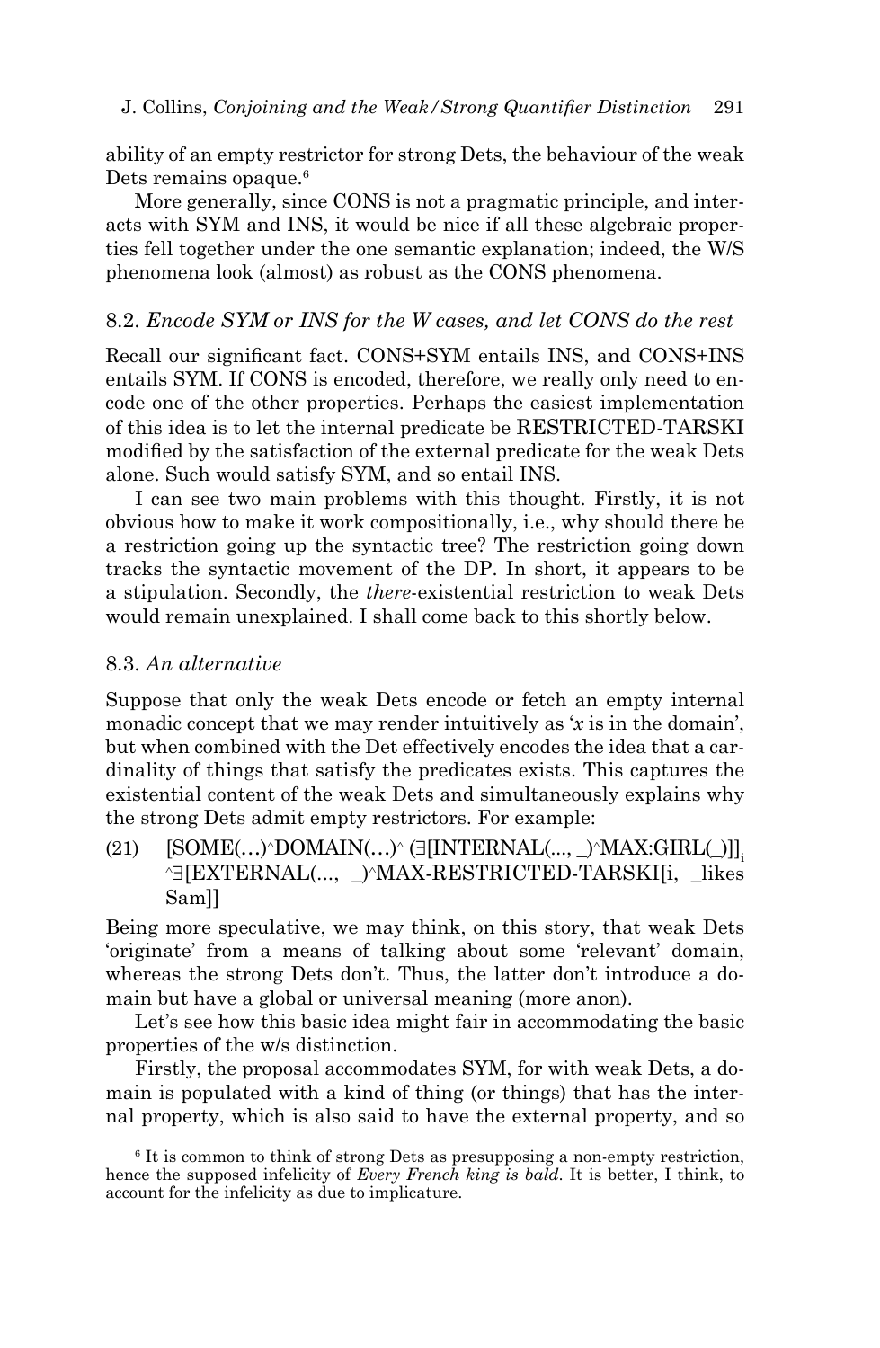ability of an empty restrictor for strong Dets, the behaviour of the weak Dets remains opaque.[6]

More generally, since CONS is not a pragmatic principle, and interacts with SYM and INS, it would be nice if all these algebraic properties fell together under the one semantic explanation; indeed, the W/S phenomena look (almost) as robust as the CONS phenomena.

## 8.2. *Encode SYM or INS for the W cases, and let CONS do the rest*

Recall our significant fact. CONS+SYM entails INS, and CONS+INS entails SYM. If CONS is encoded, therefore, we really only need to encode one of the other properties. Perhaps the easiest implementation of this idea is to let the internal predicate be RESTRICTED-TARSKI modified by the satisfaction of the external predicate for the weak Dets alone. Such would satisfy SYM, and so entail INS.

I can see two main problems with this thought. Firstly, it is not obvious how to make it work compositionally, i.e., why should there be a restriction going up the syntactic tree? The restriction going down tracks the syntactic movement of the DP. In short, it appears to be a stipulation. Secondly, the *there*-existential restriction to weak Dets would remain unexplained. I shall come back to this shortly below.

## 8.3. *An alternative*

Suppose that only the weak Dets encode or fetch an empty internal monadic concept that we may render intuitively as '*x* is in the domain', but when combined with the Det effectively encodes the idea that a cardinality of things that satisfy the predicates exists. This captures the existential content of the weak Dets and simultaneously explains why the strong Dets admit empty restrictors. For example:

(21) [SOME(…)^DOMAIN(…)^ (∃[INTERNAL(..., _)^MAX:GIRL(_)]]$_i$ ^∃[EXTERNAL(..., _)^MAX-RESTRICTED-TARSKI[i, _likes Sam]]

Being more speculative, we may think, on this story, that weak Dets 'originate' from a means of talking about some 'relevant' domain, whereas the strong Dets don't. Thus, the latter don't introduce a domain but have a global or universal meaning (more anon).

Let's see how this basic idea might fair in accommodating the basic properties of the w/s distinction.

Firstly, the proposal accommodates SYM, for with weak Dets, a domain is populated with a kind of thing (or things) that has the internal property, which is also said to have the external property, and so

[6] It is common to think of strong Dets as presupposing a non-empty restriction, hence the supposed infelicity of *Every French king is bald*. It is better, I think, to account for the infelicity as due to implicature.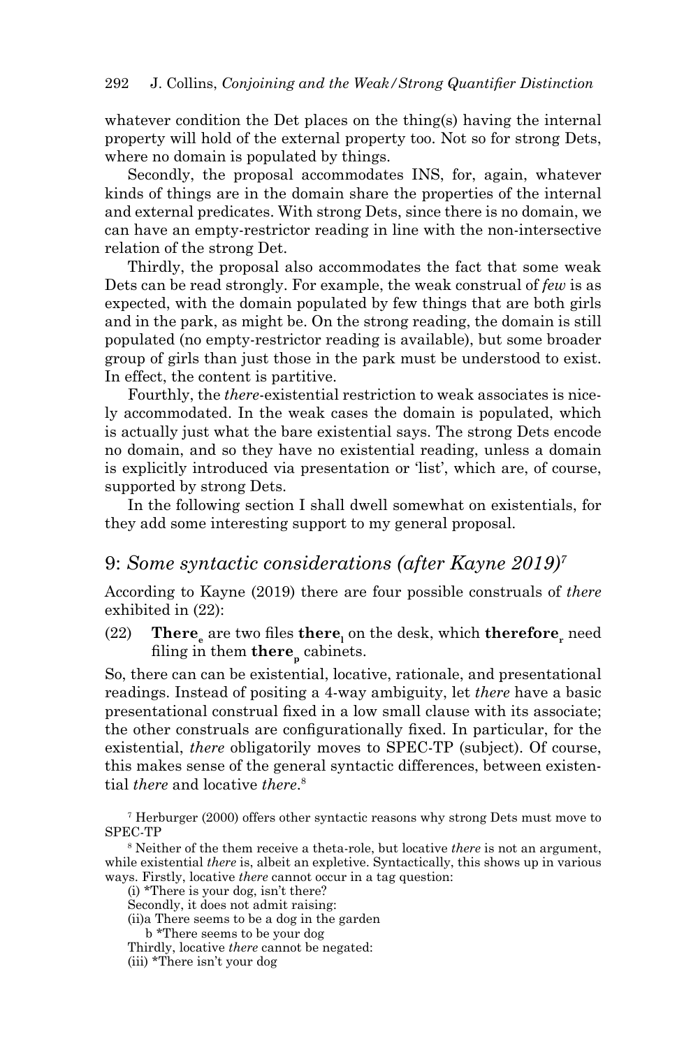whatever condition the Det places on the thing(s) having the internal property will hold of the external property too. Not so for strong Dets, where no domain is populated by things.

Secondly, the proposal accommodates INS, for, again, whatever kinds of things are in the domain share the properties of the internal and external predicates. With strong Dets, since there is no domain, we can have an empty-restrictor reading in line with the non-intersective relation of the strong Det.

Thirdly, the proposal also accommodates the fact that some weak Dets can be read strongly. For example, the weak construal of *few* is as expected, with the domain populated by few things that are both girls and in the park, as might be. On the strong reading, the domain is still populated (no empty-restrictor reading is available), but some broader group of girls than just those in the park must be understood to exist. In effect, the content is partitive.

Fourthly, the *there*-existential restriction to weak associates is nicely accommodated. In the weak cases the domain is populated, which is actually just what the bare existential says. The strong Dets encode no domain, and so they have no existential reading, unless a domain is explicitly introduced via presentation or 'list', which are, of course, supported by strong Dets.

In the following section I shall dwell somewhat on existentials, for they add some interesting support to my general proposal.

## 9: *Some syntactic considerations (after Kayne 2019)*[7]

According to Kayne (2019) there are four possible construals of *there* exhibited in (22):

(22) **There**$_{\mathbf{e}}$ are two files **there**$_{\mathbf{l}}$ on the desk, which **therefore**$_{\mathbf{r}}$ need filing in them **there**$_{\mathbf{p}}$ cabinets.

So, there can can be existential, locative, rationale, and presentational readings. Instead of positing a 4-way ambiguity, let *there* have a basic presentational construal fixed in a low small clause with its associate; the other construals are configurationally fixed. In particular, for the existential, *there* obligatorily moves to SPEC-TP (subject). Of course, this makes sense of the general syntactic differences, between existential *there* and locative *there*.[8]

[7] Herburger (2000) offers other syntactic reasons why strong Dets must move to SPEC-TP

[8] Neither of the them receive a theta-role, but locative *there* is not an argument, while existential *there* is, albeit an expletive. Syntactically, this shows up in various ways. Firstly, locative *there* cannot occur in a tag question:

(i) *There is your dog, isn't there?

Secondly, it does not admit raising:

(ii)a There seems to be a dog in the garden

b *There seems to be your dog

Thirdly, locative *there* cannot be negated:

(iii) *There isn't your dog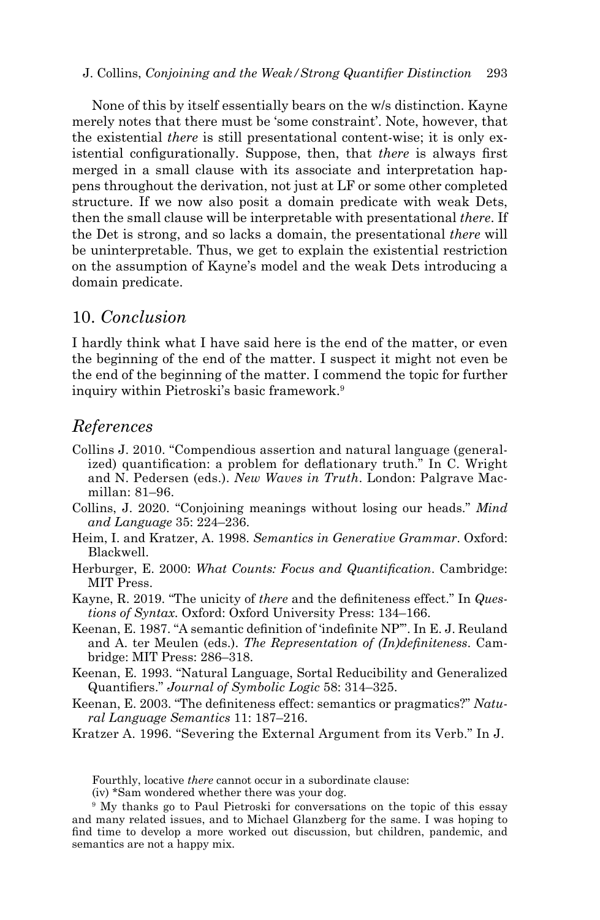None of this by itself essentially bears on the w/s distinction. Kayne merely notes that there must be 'some constraint'. Note, however, that the existential *there* is still presentational content-wise; it is only existential configurationally. Suppose, then, that *there* is always first merged in a small clause with its associate and interpretation happens throughout the derivation, not just at LF or some other completed structure. If we now also posit a domain predicate with weak Dets, then the small clause will be interpretable with presentational *there*. If the Det is strong, and so lacks a domain, the presentational *there* will be uninterpretable. Thus, we get to explain the existential restriction on the assumption of Kayne's model and the weak Dets introducing a domain predicate.

## 10. *Conclusion*

I hardly think what I have said here is the end of the matter, or even the beginning of the end of the matter. I suspect it might not even be the end of the beginning of the matter. I commend the topic for further inquiry within Pietroski's basic framework.[9]

## *References*

Collins J. 2010. "Compendious assertion and natural language (generalized) quantification: a problem for deflationary truth." In C. Wright and N. Pedersen (eds.). *New Waves in Truth*. London: Palgrave Macmillan: 81–96.

Collins, J. 2020. "Conjoining meanings without losing our heads." *Mind and Language* 35: 224–236.

Heim, I. and Kratzer, A. 1998. *Semantics in Generative Grammar*. Oxford: Blackwell.

Herburger, E. 2000: *What Counts: Focus and Quantification*. Cambridge: MIT Press.

Kayne, R. 2019. "The unicity of *there* and the definiteness effect." In *Questions of Syntax*. Oxford: Oxford University Press: 134–166.

Keenan, E. 1987. "A semantic definition of 'indefinite NP'". In E. J. Reuland and A. ter Meulen (eds.). *The Representation of (In)definiteness*. Cambridge: MIT Press: 286–318.

Keenan, E. 1993. "Natural Language, Sortal Reducibility and Generalized Quantifiers." *Journal of Symbolic Logic* 58: 314–325.

Keenan, E. 2003. "The definiteness effect: semantics or pragmatics?" *Natural Language Semantics* 11: 187–216.

Kratzer A. 1996. "Severing the External Argument from its Verb." In J.

---

Fourthly, locative *there* cannot occur in a subordinate clause:

(iv) *Sam wondered whether there was your dog.

[9] My thanks go to Paul Pietroski for conversations on the topic of this essay and many related issues, and to Michael Glanzberg for the same. I was hoping to find time to develop a more worked out discussion, but children, pandemic, and semantics are not a happy mix.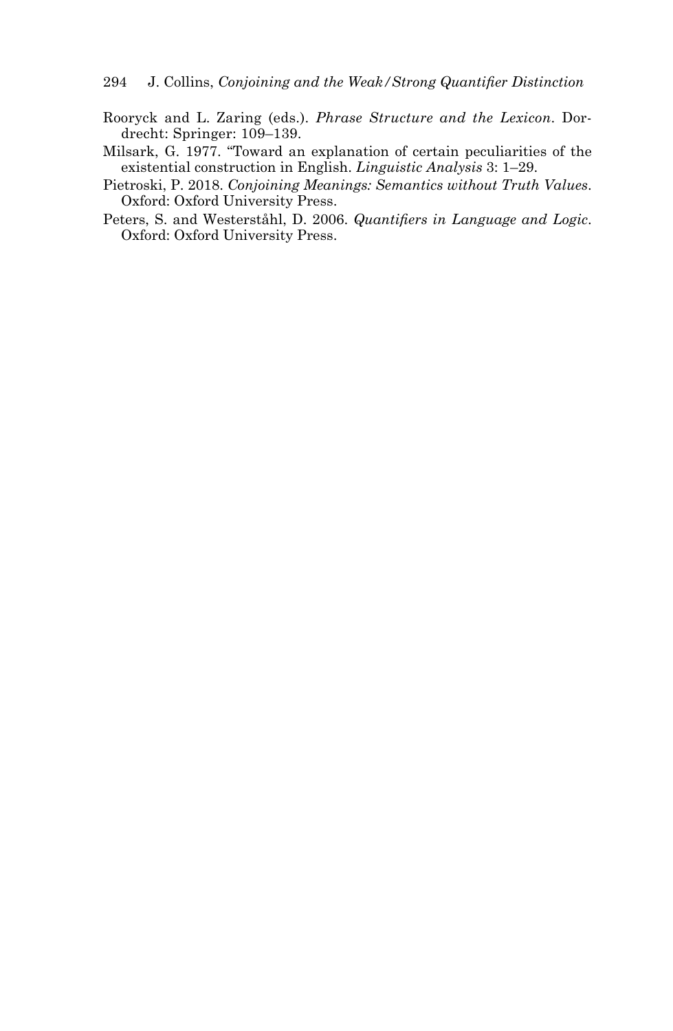Rooryck and L. Zaring (eds.). *Phrase Structure and the Lexicon*. Dordrecht: Springer: 109–139.

Milsark, G. 1977. "Toward an explanation of certain peculiarities of the existential construction in English. *Linguistic Analysis* 3: 1–29.

Pietroski, P. 2018. *Conjoining Meanings: Semantics without Truth Values*. Oxford: Oxford University Press.

Peters, S. and Westerståhl, D. 2006. *Quantifiers in Language and Logic*. Oxford: Oxford University Press.